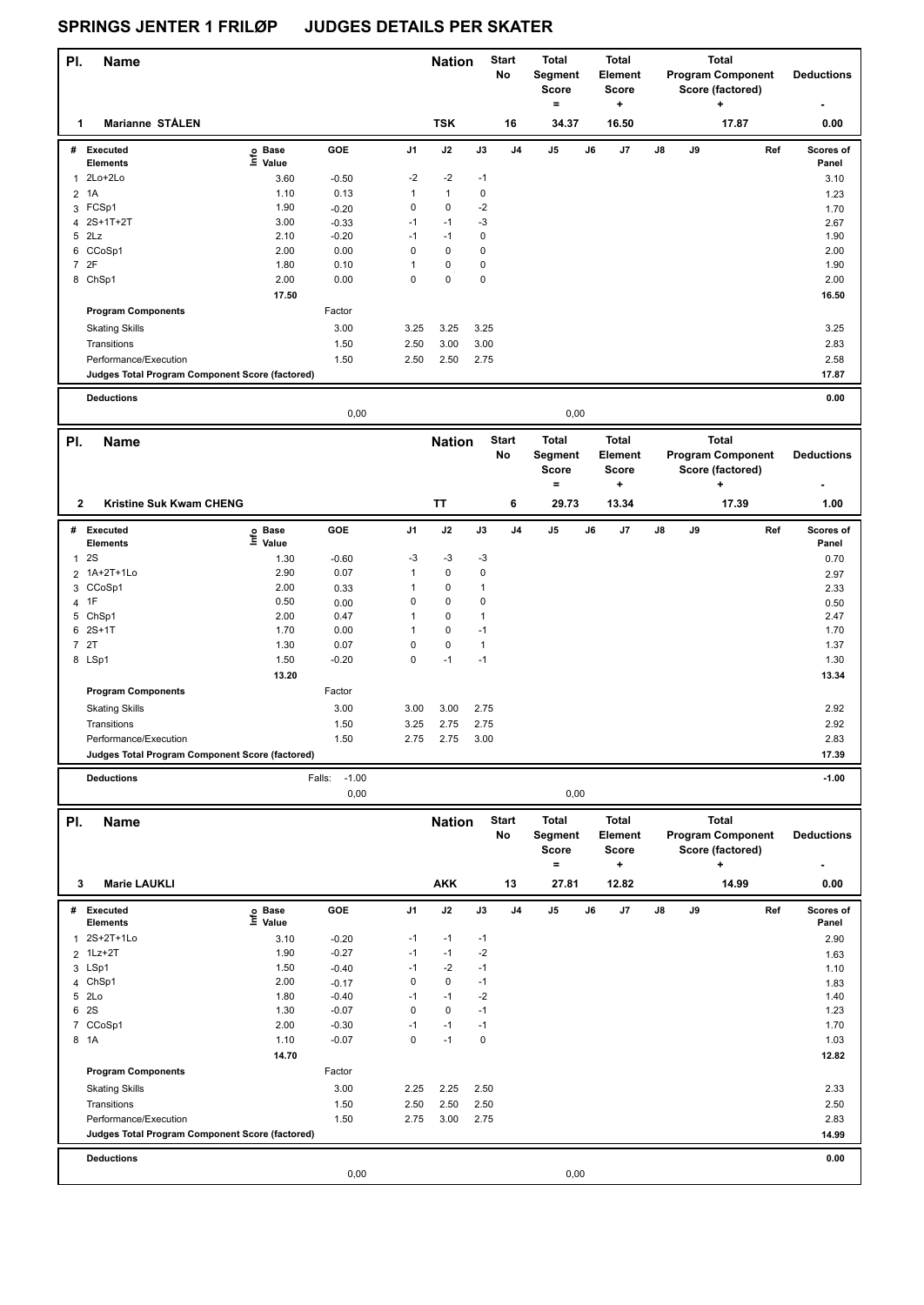# SPRINGS JENTER 1 FRILØP JUDGES DETAILS PER SKATER

| Pl. | Name | Nation | Start No | Total Segment Score = | Total Element Score + | Total Program Component Score (factored) + | Deductions - |
|---|---|---|---|---|---|---|---|
| 1 | Marianne STÅLEN | TSK | 16 | 34.37 | 16.50 | 17.87 | 0.00 |

| # | Executed Elements | Info | Base Value | GOE | J1 | J2 | J3 | J4 | J5 | J6 | J7 | J8 | J9 | Ref | Scores of Panel |
|---|---|---|---|---|---|---|---|---|---|---|---|---|---|---|---|
| 1 | 2Lo+2Lo | | 3.60 | -0.50 | -2 | -2 | -1 | | | | | | | | 3.10 |
| 2 | 1A | | 1.10 | 0.13 | 1 | 1 | 0 | | | | | | | | 1.23 |
| 3 | FCSp1 | | 1.90 | -0.20 | 0 | 0 | -2 | | | | | | | | 1.70 |
| 4 | 2S+1T+2T | | 3.00 | -0.33 | -1 | -1 | -3 | | | | | | | | 2.67 |
| 5 | 2Lz | | 2.10 | -0.20 | -1 | -1 | 0 | | | | | | | | 1.90 |
| 6 | CCoSp1 | | 2.00 | 0.00 | 0 | 0 | 0 | | | | | | | | 2.00 |
| 7 | 2F | | 1.80 | 0.10 | 1 | 0 | 0 | | | | | | | | 1.90 |
| 8 | ChSp1 | | 2.00 | 0.00 | 0 | 0 | 0 | | | | | | | | 2.00 |
| | | | 17.50 | | | | | | | | | | | | 16.50 |

| Program Components | Factor | J1 | J2 | J3 | Scores of Panel |
|---|---|---|---|---|---|
| Skating Skills | 3.00 | 3.25 | 3.25 | 3.25 | 3.25 |
| Transitions | 1.50 | 2.50 | 3.00 | 3.00 | 2.83 |
| Performance/Execution | 1.50 | 2.50 | 2.50 | 2.75 | 2.58 |
| Judges Total Program Component Score (factored) | | | | | 17.87 |

Deductions: 0.00

0,00 0,00

| Pl. | Name | Nation | Start No | Total Segment Score = | Total Element Score + | Total Program Component Score (factored) + | Deductions - |
|---|---|---|---|---|---|---|---|
| 2 | Kristine Suk Kwam CHENG | TT | 6 | 29.73 | 13.34 | 17.39 | 1.00 |

| # | Executed Elements | Info | Base Value | GOE | J1 | J2 | J3 | J4 | J5 | J6 | J7 | J8 | J9 | Ref | Scores of Panel |
|---|---|---|---|---|---|---|---|---|---|---|---|---|---|---|---|
| 1 | 2S | | 1.30 | -0.60 | -3 | -3 | -3 | | | | | | | | 0.70 |
| 2 | 1A+2T+1Lo | | 2.90 | 0.07 | 1 | 0 | 0 | | | | | | | | 2.97 |
| 3 | CCoSp1 | | 2.00 | 0.33 | 1 | 0 | 1 | | | | | | | | 2.33 |
| 4 | 1F | | 0.50 | 0.00 | 0 | 0 | 0 | | | | | | | | 0.50 |
| 5 | ChSp1 | | 2.00 | 0.47 | 1 | 0 | 1 | | | | | | | | 2.47 |
| 6 | 2S+1T | | 1.70 | 0.00 | 1 | 0 | -1 | | | | | | | | 1.70 |
| 7 | 2T | | 1.30 | 0.07 | 0 | 0 | 1 | | | | | | | | 1.37 |
| 8 | LSp1 | | 1.50 | -0.20 | 0 | -1 | -1 | | | | | | | | 1.30 |
| | | | 13.20 | | | | | | | | | | | | 13.34 |

| Program Components | Factor | J1 | J2 | J3 | Scores of Panel |
|---|---|---|---|---|---|
| Skating Skills | 3.00 | 3.00 | 3.00 | 2.75 | 2.92 |
| Transitions | 1.50 | 3.25 | 2.75 | 2.75 | 2.92 |
| Performance/Execution | 1.50 | 2.75 | 2.75 | 3.00 | 2.83 |
| Judges Total Program Component Score (factored) | | | | | 17.39 |

Deductions: Falls: -1.00 — -1.00

0,00 0,00

| Pl. | Name | Nation | Start No | Total Segment Score = | Total Element Score + | Total Program Component Score (factored) + | Deductions - |
|---|---|---|---|---|---|---|---|
| 3 | Marie LAUKLI | AKK | 13 | 27.81 | 12.82 | 14.99 | 0.00 |

| # | Executed Elements | Info | Base Value | GOE | J1 | J2 | J3 | J4 | J5 | J6 | J7 | J8 | J9 | Ref | Scores of Panel |
|---|---|---|---|---|---|---|---|---|---|---|---|---|---|---|---|
| 1 | 2S+2T+1Lo | | 3.10 | -0.20 | -1 | -1 | -1 | | | | | | | | 2.90 |
| 2 | 1Lz+2T | | 1.90 | -0.27 | -1 | -1 | -2 | | | | | | | | 1.63 |
| 3 | LSp1 | | 1.50 | -0.40 | -1 | -2 | -1 | | | | | | | | 1.10 |
| 4 | ChSp1 | | 2.00 | -0.17 | 0 | 0 | -1 | | | | | | | | 1.83 |
| 5 | 2Lo | | 1.80 | -0.40 | -1 | -1 | -2 | | | | | | | | 1.40 |
| 6 | 2S | | 1.30 | -0.07 | 0 | 0 | -1 | | | | | | | | 1.23 |
| 7 | CCoSp1 | | 2.00 | -0.30 | -1 | -1 | -1 | | | | | | | | 1.70 |
| 8 | 1A | | 1.10 | -0.07 | 0 | -1 | 0 | | | | | | | | 1.03 |
| | | | 14.70 | | | | | | | | | | | | 12.82 |

| Program Components | Factor | J1 | J2 | J3 | Scores of Panel |
|---|---|---|---|---|---|
| Skating Skills | 3.00 | 2.25 | 2.25 | 2.50 | 2.33 |
| Transitions | 1.50 | 2.50 | 2.50 | 2.50 | 2.50 |
| Performance/Execution | 1.50 | 2.75 | 3.00 | 2.75 | 2.83 |
| Judges Total Program Component Score (factored) | | | | | 14.99 |

Deductions: 0.00

0,00 0,00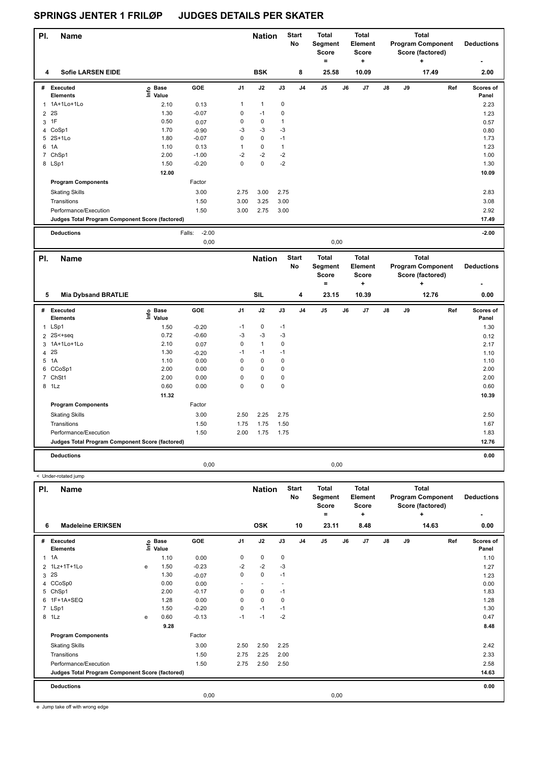# SPRINGS JENTER 1 FRILØP JUDGES DETAILS PER SKATER

| Pl. | Name | Nation | Start No | Total Segment Score = | Total Element Score + | Total Program Component Score (factored) + | Deductions - |
|---|---|---|---|---|---|---|---|
| 4 | Sofie LARSEN EIDE | BSK | 8 | 25.58 | 10.09 | 17.49 | 2.00 |

| # | Executed Elements | Info | Base Value | GOE | J1 | J2 | J3 | J4 | J5 | J6 | J7 | J8 | J9 | Ref | Scores of Panel |
|---|---|---|---|---|---|---|---|---|---|---|---|---|---|---|---|
| 1 | 1A+1Lo+1Lo | | 2.10 | 0.13 | 1 | 1 | 0 | | | | | | | | 2.23 |
| 2 | 2S | | 1.30 | -0.07 | 0 | -1 | 0 | | | | | | | | 1.23 |
| 3 | 1F | | 0.50 | 0.07 | 0 | 0 | 1 | | | | | | | | 0.57 |
| 4 | CoSp1 | | 1.70 | -0.90 | -3 | -3 | -3 | | | | | | | | 0.80 |
| 5 | 2S+1Lo | | 1.80 | -0.07 | 0 | 0 | -1 | | | | | | | | 1.73 |
| 6 | 1A | | 1.10 | 0.13 | 1 | 0 | 1 | | | | | | | | 1.23 |
| 7 | ChSp1 | | 2.00 | -1.00 | -2 | -2 | -2 | | | | | | | | 1.00 |
| 8 | LSp1 | | 1.50 | -0.20 | 0 | 0 | -2 | | | | | | | | 1.30 |
| | | | 12.00 | | | | | | | | | | | | 10.09 |
| | Program Components | | | Factor | | | | | | | | | | | |
| | Skating Skills | | | 3.00 | 2.75 | 3.00 | 2.75 | | | | | | | | 2.83 |
| | Transitions | | | 1.50 | 3.00 | 3.25 | 3.00 | | | | | | | | 3.08 |
| | Performance/Execution | | | 1.50 | 3.00 | 2.75 | 3.00 | | | | | | | | 2.92 |
| | Judges Total Program Component Score (factored) | | | | | | | | | | | | | | 17.49 |
| | Deductions | | | Falls: -2.00 | | | | | | | | | | | -2.00 |
| | | | | 0,00 | | | | | 0,00 | | | | | | |

| Pl. | Name | Nation | Start No | Total Segment Score = | Total Element Score + | Total Program Component Score (factored) + | Deductions - |
|---|---|---|---|---|---|---|---|
| 5 | Mia Dybsand BRATLIE | SIL | 4 | 23.15 | 10.39 | 12.76 | 0.00 |

| # | Executed Elements | Info | Base Value | GOE | J1 | J2 | J3 | J4 | J5 | J6 | J7 | J8 | J9 | Ref | Scores of Panel |
|---|---|---|---|---|---|---|---|---|---|---|---|---|---|---|---|
| 1 | LSp1 | | 1.50 | -0.20 | -1 | 0 | -1 | | | | | | | | 1.30 |
| 2 | 2S<+seq | | 0.72 | -0.60 | -3 | -3 | -3 | | | | | | | | 0.12 |
| 3 | 1A+1Lo+1Lo | | 2.10 | 0.07 | 0 | 1 | 0 | | | | | | | | 2.17 |
| 4 | 2S | | 1.30 | -0.20 | -1 | -1 | -1 | | | | | | | | 1.10 |
| 5 | 1A | | 1.10 | 0.00 | 0 | 0 | 0 | | | | | | | | 1.10 |
| 6 | CCoSp1 | | 2.00 | 0.00 | 0 | 0 | 0 | | | | | | | | 2.00 |
| 7 | ChSt1 | | 2.00 | 0.00 | 0 | 0 | 0 | | | | | | | | 2.00 |
| 8 | 1Lz | | 0.60 | 0.00 | 0 | 0 | 0 | | | | | | | | 0.60 |
| | | | 11.32 | | | | | | | | | | | | 10.39 |
| | Program Components | | | Factor | | | | | | | | | | | |
| | Skating Skills | | | 3.00 | 2.50 | 2.25 | 2.75 | | | | | | | | 2.50 |
| | Transitions | | | 1.50 | 1.75 | 1.75 | 1.50 | | | | | | | | 1.67 |
| | Performance/Execution | | | 1.50 | 2.00 | 1.75 | 1.75 | | | | | | | | 1.83 |
| | Judges Total Program Component Score (factored) | | | | | | | | | | | | | | 12.76 |
| | Deductions | | | | | | | | | | | | | | 0.00 |
| | | | | 0,00 | | | | | 0,00 | | | | | | |

< Under-rotated jump

| Pl. | Name | Nation | Start No | Total Segment Score = | Total Element Score + | Total Program Component Score (factored) + | Deductions - |
|---|---|---|---|---|---|---|---|
| 6 | Madeleine ERIKSEN | OSK | 10 | 23.11 | 8.48 | 14.63 | 0.00 |

| # | Executed Elements | Info | Base Value | GOE | J1 | J2 | J3 | J4 | J5 | J6 | J7 | J8 | J9 | Ref | Scores of Panel |
|---|---|---|---|---|---|---|---|---|---|---|---|---|---|---|---|
| 1 | 1A | | 1.10 | 0.00 | 0 | 0 | 0 | | | | | | | | 1.10 |
| 2 | 1Lz+1T+1Lo | e | 1.50 | -0.23 | -2 | -2 | -3 | | | | | | | | 1.27 |
| 3 | 2S | | 1.30 | -0.07 | 0 | 0 | -1 | | | | | | | | 1.23 |
| 4 | CCoSp0 | | 0.00 | 0.00 | - | - | - | | | | | | | | 0.00 |
| 5 | ChSp1 | | 2.00 | -0.17 | 0 | 0 | -1 | | | | | | | | 1.83 |
| 6 | 1F+1A+SEQ | | 1.28 | 0.00 | 0 | 0 | 0 | | | | | | | | 1.28 |
| 7 | LSp1 | | 1.50 | -0.20 | 0 | -1 | -1 | | | | | | | | 1.30 |
| 8 | 1Lz | e | 0.60 | -0.13 | -1 | -1 | -2 | | | | | | | | 0.47 |
| | | | 9.28 | | | | | | | | | | | | 8.48 |
| | Program Components | | | Factor | | | | | | | | | | | |
| | Skating Skills | | | 3.00 | 2.50 | 2.50 | 2.25 | | | | | | | | 2.42 |
| | Transitions | | | 1.50 | 2.75 | 2.25 | 2.00 | | | | | | | | 2.33 |
| | Performance/Execution | | | 1.50 | 2.75 | 2.50 | 2.50 | | | | | | | | 2.58 |
| | Judges Total Program Component Score (factored) | | | | | | | | | | | | | | 14.63 |
| | Deductions | | | | | | | | | | | | | | 0.00 |
| | | | | 0,00 | | | | | 0,00 | | | | | | |

e Jump take off with wrong edge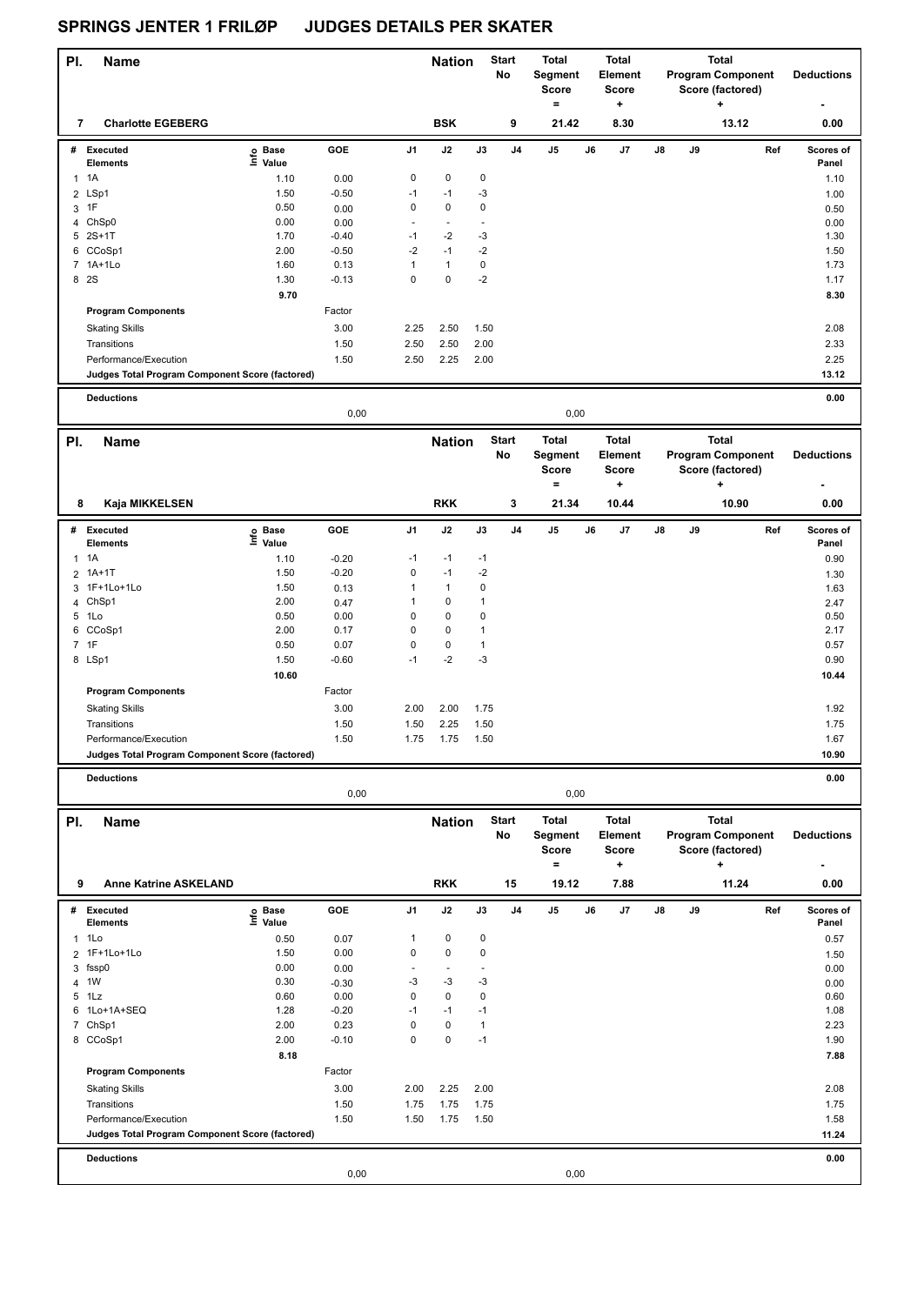# SPRINGS JENTER 1 FRILØP JUDGES DETAILS PER SKATER

| Pl. | Name | Nation | Start No | Total Segment Score = | Total Element Score + | Total Program Component Score (factored) + | Deductions - |
|---|---|---|---|---|---|---|---|
| 7 | Charlotte EGEBERG | BSK | 9 | 21.42 | 8.30 | 13.12 | 0.00 |

| # | Executed Elements | Info | Base Value | GOE | J1 | J2 | J3 | J4 | J5 | J6 | J7 | J8 | J9 | Ref | Scores of Panel |
|---|---|---|---|---|---|---|---|---|---|---|---|---|---|---|---|
| 1 | 1A | | 1.10 | 0.00 | 0 | 0 | 0 | | | | | | | | 1.10 |
| 2 | LSp1 | | 1.50 | -0.50 | -1 | -1 | -3 | | | | | | | | 1.00 |
| 3 | 1F | | 0.50 | 0.00 | 0 | 0 | 0 | | | | | | | | 0.50 |
| 4 | ChSp0 | | 0.00 | 0.00 | - | - | - | | | | | | | | 0.00 |
| 5 | 2S+1T | | 1.70 | -0.40 | -1 | -2 | -3 | | | | | | | | 1.30 |
| 6 | CCoSp1 | | 2.00 | -0.50 | -2 | -1 | -2 | | | | | | | | 1.50 |
| 7 | 1A+1Lo | | 1.60 | 0.13 | 1 | 1 | 0 | | | | | | | | 1.73 |
| 8 | 2S | | 1.30 | -0.13 | 0 | 0 | -2 | | | | | | | | 1.17 |
| | | | 9.70 | | | | | | | | | | | | 8.30 |
| | Program Components | | | Factor | | | | | | | | | | | |
| | Skating Skills | | | 3.00 | 2.25 | 2.50 | 1.50 | | | | | | | | 2.08 |
| | Transitions | | | 1.50 | 2.50 | 2.50 | 2.00 | | | | | | | | 2.33 |
| | Performance/Execution | | | 1.50 | 2.50 | 2.25 | 2.00 | | | | | | | | 2.25 |
| | Judges Total Program Component Score (factored) | | | | | | | | | | | | | | 13.12 |
| | Deductions | | | 0,00 | | | | | 0,00 | | | | | | 0.00 |

| Pl. | Name | Nation | Start No | Total Segment Score = | Total Element Score + | Total Program Component Score (factored) + | Deductions - |
|---|---|---|---|---|---|---|---|
| 8 | Kaja MIKKELSEN | RKK | 3 | 21.34 | 10.44 | 10.90 | 0.00 |

| # | Executed Elements | Info | Base Value | GOE | J1 | J2 | J3 | J4 | J5 | J6 | J7 | J8 | J9 | Ref | Scores of Panel |
|---|---|---|---|---|---|---|---|---|---|---|---|---|---|---|---|
| 1 | 1A | | 1.10 | -0.20 | -1 | -1 | -1 | | | | | | | | 0.90 |
| 2 | 1A+1T | | 1.50 | -0.20 | 0 | -1 | -2 | | | | | | | | 1.30 |
| 3 | 1F+1Lo+1Lo | | 1.50 | 0.13 | 1 | 1 | 0 | | | | | | | | 1.63 |
| 4 | ChSp1 | | 2.00 | 0.47 | 1 | 0 | 1 | | | | | | | | 2.47 |
| 5 | 1Lo | | 0.50 | 0.00 | 0 | 0 | 0 | | | | | | | | 0.50 |
| 6 | CCoSp1 | | 2.00 | 0.17 | 0 | 0 | 1 | | | | | | | | 2.17 |
| 7 | 1F | | 0.50 | 0.07 | 0 | 0 | 1 | | | | | | | | 0.57 |
| 8 | LSp1 | | 1.50 | -0.60 | -1 | -2 | -3 | | | | | | | | 0.90 |
| | | | 10.60 | | | | | | | | | | | | 10.44 |
| | Program Components | | | Factor | | | | | | | | | | | |
| | Skating Skills | | | 3.00 | 2.00 | 2.00 | 1.75 | | | | | | | | 1.92 |
| | Transitions | | | 1.50 | 1.50 | 2.25 | 1.50 | | | | | | | | 1.75 |
| | Performance/Execution | | | 1.50 | 1.75 | 1.75 | 1.50 | | | | | | | | 1.67 |
| | Judges Total Program Component Score (factored) | | | | | | | | | | | | | | 10.90 |
| | Deductions | | | 0,00 | | | | | 0,00 | | | | | | 0.00 |

| Pl. | Name | Nation | Start No | Total Segment Score = | Total Element Score + | Total Program Component Score (factored) + | Deductions - |
|---|---|---|---|---|---|---|---|
| 9 | Anne Katrine ASKELAND | RKK | 15 | 19.12 | 7.88 | 11.24 | 0.00 |

| # | Executed Elements | Info | Base Value | GOE | J1 | J2 | J3 | J4 | J5 | J6 | J7 | J8 | J9 | Ref | Scores of Panel |
|---|---|---|---|---|---|---|---|---|---|---|---|---|---|---|---|
| 1 | 1Lo | | 0.50 | 0.07 | 1 | 0 | 0 | | | | | | | | 0.57 |
| 2 | 1F+1Lo+1Lo | | 1.50 | 0.00 | 0 | 0 | 0 | | | | | | | | 1.50 |
| 3 | fssp0 | | 0.00 | 0.00 | - | - | - | | | | | | | | 0.00 |
| 4 | 1W | | 0.30 | -0.30 | -3 | -3 | -3 | | | | | | | | 0.00 |
| 5 | 1Lz | | 0.60 | 0.00 | 0 | 0 | 0 | | | | | | | | 0.60 |
| 6 | 1Lo+1A+SEQ | | 1.28 | -0.20 | -1 | -1 | -1 | | | | | | | | 1.08 |
| 7 | ChSp1 | | 2.00 | 0.23 | 0 | 0 | 1 | | | | | | | | 2.23 |
| 8 | CCoSp1 | | 2.00 | -0.10 | 0 | 0 | -1 | | | | | | | | 1.90 |
| | | | 8.18 | | | | | | | | | | | | 7.88 |
| | Program Components | | | Factor | | | | | | | | | | | |
| | Skating Skills | | | 3.00 | 2.00 | 2.25 | 2.00 | | | | | | | | 2.08 |
| | Transitions | | | 1.50 | 1.75 | 1.75 | 1.75 | | | | | | | | 1.75 |
| | Performance/Execution | | | 1.50 | 1.50 | 1.75 | 1.50 | | | | | | | | 1.58 |
| | Judges Total Program Component Score (factored) | | | | | | | | | | | | | | 11.24 |
| | Deductions | | | 0,00 | | | | | 0,00 | | | | | | 0.00 |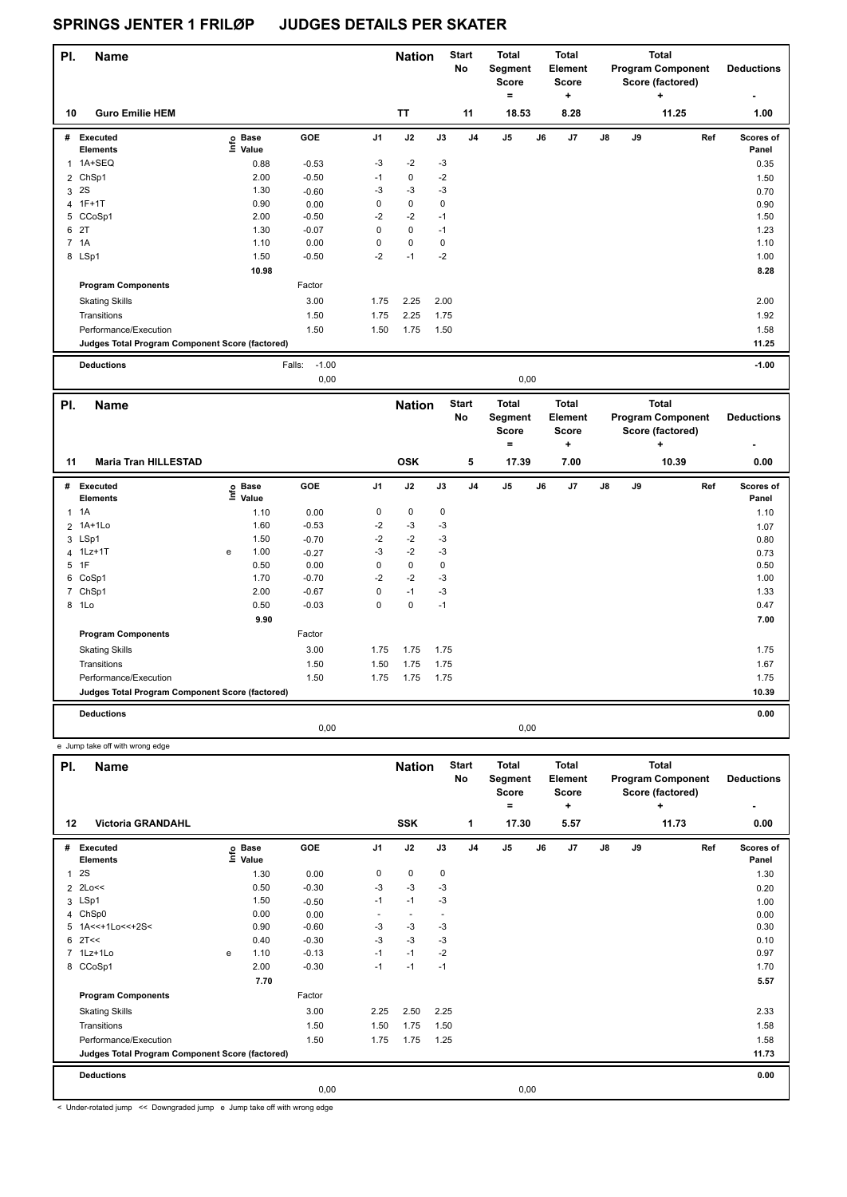# SPRINGS JENTER 1 FRILØP JUDGES DETAILS PER SKATER

| Pl. | Name | Nation | Start No | Total Segment Score = | Total Element Score + | Total Program Component Score (factored) + | Deductions - |
|---|---|---|---|---|---|---|---|
| 10 | Guro Emilie HEM | TT | 11 | 18.53 | 8.28 | 11.25 | 1.00 |

| # | Executed Elements | Info | Base Value | GOE | J1 | J2 | J3 | J4 | J5 | J6 | J7 | J8 | J9 | Ref | Scores of Panel |
|---|---|---|---|---|---|---|---|---|---|---|---|---|---|---|---|
| 1 | 1A+SEQ | | 0.88 | -0.53 | -3 | -2 | -3 | | | | | | | | 0.35 |
| 2 | ChSp1 | | 2.00 | -0.50 | -1 | 0 | -2 | | | | | | | | 1.50 |
| 3 | 2S | | 1.30 | -0.60 | -3 | -3 | -3 | | | | | | | | 0.70 |
| 4 | 1F+1T | | 0.90 | 0.00 | 0 | 0 | 0 | | | | | | | | 0.90 |
| 5 | CCoSp1 | | 2.00 | -0.50 | -2 | -2 | -1 | | | | | | | | 1.50 |
| 6 | 2T | | 1.30 | -0.07 | 0 | 0 | -1 | | | | | | | | 1.23 |
| 7 | 1A | | 1.10 | 0.00 | 0 | 0 | 0 | | | | | | | | 1.10 |
| 8 | LSp1 | | 1.50 | -0.50 | -2 | -1 | -2 | | | | | | | | 1.00 |
| | | | 10.98 | | | | | | | | | | | | 8.28 |
| | **Program Components** | | | Factor | | | | | | | | | | | |
| | Skating Skills | | | 3.00 | 1.75 | 2.25 | 2.00 | | | | | | | | 2.00 |
| | Transitions | | | 1.50 | 1.75 | 2.25 | 1.75 | | | | | | | | 1.92 |
| | Performance/Execution | | | 1.50 | 1.50 | 1.75 | 1.50 | | | | | | | | 1.58 |
| | **Judges Total Program Component Score (factored)** | | | | | | | | | | | | | | 11.25 |
| | **Deductions** | | Falls: | -1.00 | | | | | | | | | | | -1.00 |
| | | | | 0,00 | | | | | 0,00 | | | | | | |

| Pl. | Name | Nation | Start No | Total Segment Score = | Total Element Score + | Total Program Component Score (factored) + | Deductions - |
|---|---|---|---|---|---|---|---|
| 11 | Maria Tran HILLESTAD | OSK | 5 | 17.39 | 7.00 | 10.39 | 0.00 |

| # | Executed Elements | Info | Base Value | GOE | J1 | J2 | J3 | J4 | J5 | J6 | J7 | J8 | J9 | Ref | Scores of Panel |
|---|---|---|---|---|---|---|---|---|---|---|---|---|---|---|---|
| 1 | 1A | | 1.10 | 0.00 | 0 | 0 | 0 | | | | | | | | 1.10 |
| 2 | 1A+1Lo | | 1.60 | -0.53 | -2 | -3 | -3 | | | | | | | | 1.07 |
| 3 | LSp1 | | 1.50 | -0.70 | -2 | -2 | -3 | | | | | | | | 0.80 |
| 4 | 1Lz+1T | e | 1.00 | -0.27 | -3 | -2 | -3 | | | | | | | | 0.73 |
| 5 | 1F | | 0.50 | 0.00 | 0 | 0 | 0 | | | | | | | | 0.50 |
| 6 | CoSp1 | | 1.70 | -0.70 | -2 | -2 | -3 | | | | | | | | 1.00 |
| 7 | ChSp1 | | 2.00 | -0.67 | 0 | -1 | -3 | | | | | | | | 1.33 |
| 8 | 1Lo | | 0.50 | -0.03 | 0 | 0 | -1 | | | | | | | | 0.47 |
| | | | 9.90 | | | | | | | | | | | | 7.00 |
| | **Program Components** | | | Factor | | | | | | | | | | | |
| | Skating Skills | | | 3.00 | 1.75 | 1.75 | 1.75 | | | | | | | | 1.75 |
| | Transitions | | | 1.50 | 1.50 | 1.75 | 1.75 | | | | | | | | 1.67 |
| | Performance/Execution | | | 1.50 | 1.75 | 1.75 | 1.75 | | | | | | | | 1.75 |
| | **Judges Total Program Component Score (factored)** | | | | | | | | | | | | | | 10.39 |
| | **Deductions** | | | | | | | | | | | | | | 0.00 |
| | | | | 0,00 | | | | | 0,00 | | | | | | |

e Jump take off with wrong edge

| Pl. | Name | Nation | Start No | Total Segment Score = | Total Element Score + | Total Program Component Score (factored) + | Deductions - |
|---|---|---|---|---|---|---|---|
| 12 | Victoria GRANDAHL | SSK | 1 | 17.30 | 5.57 | 11.73 | 0.00 |

| # | Executed Elements | Info | Base Value | GOE | J1 | J2 | J3 | J4 | J5 | J6 | J7 | J8 | J9 | Ref | Scores of Panel |
|---|---|---|---|---|---|---|---|---|---|---|---|---|---|---|---|
| 1 | 2S | | 1.30 | 0.00 | 0 | 0 | 0 | | | | | | | | 1.30 |
| 2 | 2Lo<< | | 0.50 | -0.30 | -3 | -3 | -3 | | | | | | | | 0.20 |
| 3 | LSp1 | | 1.50 | -0.50 | -1 | -1 | -3 | | | | | | | | 1.00 |
| 4 | ChSp0 | | 0.00 | 0.00 | - | - | - | | | | | | | | 0.00 |
| 5 | 1A<<+1Lo<<+2S< | | 0.90 | -0.60 | -3 | -3 | -3 | | | | | | | | 0.30 |
| 6 | 2T<< | | 0.40 | -0.30 | -3 | -3 | -3 | | | | | | | | 0.10 |
| 7 | 1Lz+1Lo | e | 1.10 | -0.13 | -1 | -1 | -2 | | | | | | | | 0.97 |
| 8 | CCoSp1 | | 2.00 | -0.30 | -1 | -1 | -1 | | | | | | | | 1.70 |
| | | | 7.70 | | | | | | | | | | | | 5.57 |
| | **Program Components** | | | Factor | | | | | | | | | | | |
| | Skating Skills | | | 3.00 | 2.25 | 2.50 | 2.25 | | | | | | | | 2.33 |
| | Transitions | | | 1.50 | 1.50 | 1.75 | 1.50 | | | | | | | | 1.58 |
| | Performance/Execution | | | 1.50 | 1.75 | 1.75 | 1.25 | | | | | | | | 1.58 |
| | **Judges Total Program Component Score (factored)** | | | | | | | | | | | | | | 11.73 |
| | **Deductions** | | | | | | | | | | | | | | 0.00 |
| | | | | 0,00 | | | | | 0,00 | | | | | | |

< Under-rotated jump << Downgraded jump e Jump take off with wrong edge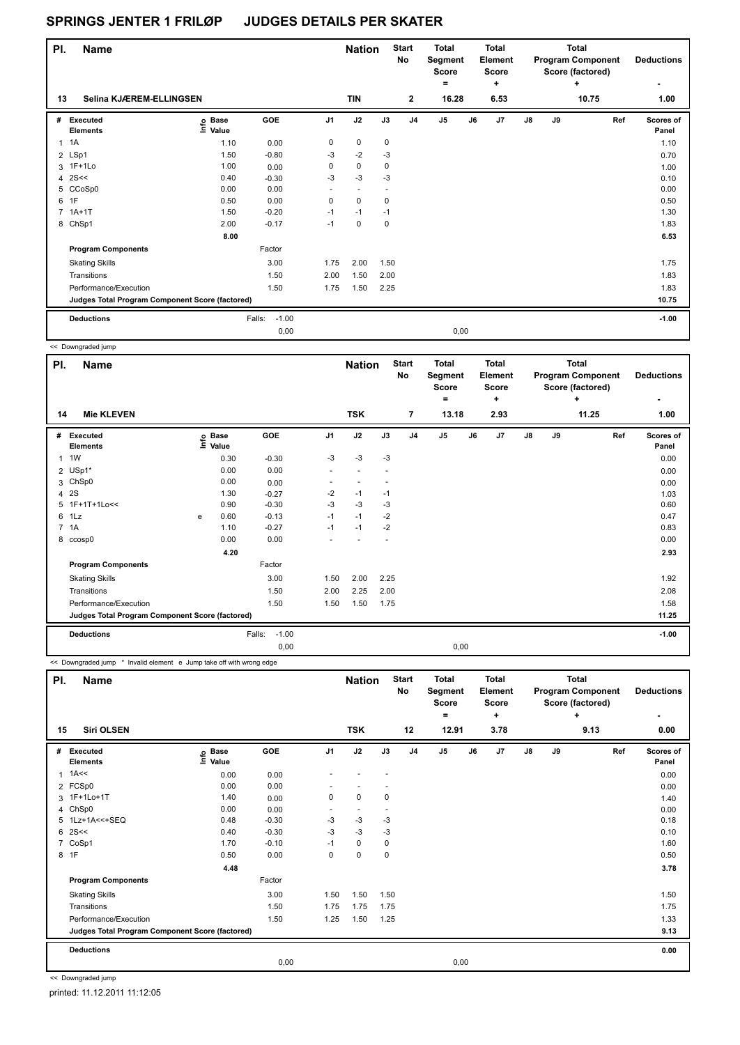# SPRINGS JENTER 1 FRILØP JUDGES DETAILS PER SKATER

| Pl. | Name | Nation | Start No | Total Segment Score = | Total Element Score + | Total Program Component Score (factored) + | Deductions - |
|---|---|---|---|---|---|---|---|
| 13 | Selina KJÆREM-ELLINGSEN | TIN | 2 | 16.28 | 6.53 | 10.75 | 1.00 |

| # | Executed Elements | Info | Base Value | GOE | J1 | J2 | J3 | J4 | J5 | J6 | J7 | J8 | J9 | Ref | Scores of Panel |
|---|---|---|---|---|---|---|---|---|---|---|---|---|---|---|---|
| 1 | 1A | | 1.10 | 0.00 | 0 | 0 | 0 | | | | | | | | 1.10 |
| 2 | LSp1 | | 1.50 | -0.80 | -3 | -2 | -3 | | | | | | | | 0.70 |
| 3 | 1F+1Lo | | 1.00 | 0.00 | 0 | 0 | 0 | | | | | | | | 1.00 |
| 4 | 2S<< | | 0.40 | -0.30 | -3 | -3 | -3 | | | | | | | | 0.10 |
| 5 | CCoSp0 | | 0.00 | 0.00 | - | - | - | | | | | | | | 0.00 |
| 6 | 1F | | 0.50 | 0.00 | 0 | 0 | 0 | | | | | | | | 0.50 |
| 7 | 1A+1T | | 1.50 | -0.20 | -1 | -1 | -1 | | | | | | | | 1.30 |
| 8 | ChSp1 | | 2.00 | -0.17 | -1 | 0 | 0 | | | | | | | | 1.83 |
| | | | 8.00 | | | | | | | | | | | | 6.53 |
| | Program Components | | | Factor | | | | | | | | | | | |
| | Skating Skills | | | 3.00 | 1.75 | 2.00 | 1.50 | | | | | | | | 1.75 |
| | Transitions | | | 1.50 | 2.00 | 1.50 | 2.00 | | | | | | | | 1.83 |
| | Performance/Execution | | | 1.50 | 1.75 | 1.50 | 2.25 | | | | | | | | 1.83 |
| | Judges Total Program Component Score (factored) | | | | | | | | | | | | | | 10.75 |
| | Deductions | | Falls: | -1.00 | | | | | | | | | | | -1.00 |
| | | | | 0,00 | | | | | 0,00 | | | | | | |

<< Downgraded jump

| Pl. | Name | Nation | Start No | Total Segment Score = | Total Element Score + | Total Program Component Score (factored) + | Deductions - |
|---|---|---|---|---|---|---|---|
| 14 | Mie KLEVEN | TSK | 7 | 13.18 | 2.93 | 11.25 | 1.00 |

| # | Executed Elements | Info | Base Value | GOE | J1 | J2 | J3 | J4 | J5 | J6 | J7 | J8 | J9 | Ref | Scores of Panel |
|---|---|---|---|---|---|---|---|---|---|---|---|---|---|---|---|
| 1 | 1W | | 0.30 | -0.30 | -3 | -3 | -3 | | | | | | | | 0.00 |
| 2 | USp1* | | 0.00 | 0.00 | - | - | - | | | | | | | | 0.00 |
| 3 | ChSp0 | | 0.00 | 0.00 | - | - | - | | | | | | | | 0.00 |
| 4 | 2S | | 1.30 | -0.27 | -2 | -1 | -1 | | | | | | | | 1.03 |
| 5 | 1F+1T+1Lo<< | | 0.90 | -0.30 | -3 | -3 | -3 | | | | | | | | 0.60 |
| 6 | 1Lz | e | 0.60 | -0.13 | -1 | -1 | -2 | | | | | | | | 0.47 |
| 7 | 1A | | 1.10 | -0.27 | -1 | -1 | -2 | | | | | | | | 0.83 |
| 8 | ccosp0 | | 0.00 | 0.00 | - | - | - | | | | | | | | 0.00 |
| | | | 4.20 | | | | | | | | | | | | 2.93 |
| | Program Components | | | Factor | | | | | | | | | | | |
| | Skating Skills | | | 3.00 | 1.50 | 2.00 | 2.25 | | | | | | | | 1.92 |
| | Transitions | | | 1.50 | 2.00 | 2.25 | 2.00 | | | | | | | | 2.08 |
| | Performance/Execution | | | 1.50 | 1.50 | 1.50 | 1.75 | | | | | | | | 1.58 |
| | Judges Total Program Component Score (factored) | | | | | | | | | | | | | | 11.25 |
| | Deductions | | Falls: | -1.00 | | | | | | | | | | | -1.00 |
| | | | | 0,00 | | | | | 0,00 | | | | | | |

<< Downgraded jump * Invalid element e Jump take off with wrong edge

| Pl. | Name | Nation | Start No | Total Segment Score = | Total Element Score + | Total Program Component Score (factored) + | Deductions - |
|---|---|---|---|---|---|---|---|
| 15 | Siri OLSEN | TSK | 12 | 12.91 | 3.78 | 9.13 | 0.00 |

| # | Executed Elements | Info | Base Value | GOE | J1 | J2 | J3 | J4 | J5 | J6 | J7 | J8 | J9 | Ref | Scores of Panel |
|---|---|---|---|---|---|---|---|---|---|---|---|---|---|---|---|
| 1 | 1A<< | | 0.00 | 0.00 | - | - | - | | | | | | | | 0.00 |
| 2 | FCSp0 | | 0.00 | 0.00 | - | - | - | | | | | | | | 0.00 |
| 3 | 1F+1Lo+1T | | 1.40 | 0.00 | 0 | 0 | 0 | | | | | | | | 1.40 |
| 4 | ChSp0 | | 0.00 | 0.00 | - | - | - | | | | | | | | 0.00 |
| 5 | 1Lz+1A<<+SEQ | | 0.48 | -0.30 | -3 | -3 | -3 | | | | | | | | 0.18 |
| 6 | 2S<< | | 0.40 | -0.30 | -3 | -3 | -3 | | | | | | | | 0.10 |
| 7 | CoSp1 | | 1.70 | -0.10 | -1 | 0 | 0 | | | | | | | | 1.60 |
| 8 | 1F | | 0.50 | 0.00 | 0 | 0 | 0 | | | | | | | | 0.50 |
| | | | 4.48 | | | | | | | | | | | | 3.78 |
| | Program Components | | | Factor | | | | | | | | | | | |
| | Skating Skills | | | 3.00 | 1.50 | 1.50 | 1.50 | | | | | | | | 1.50 |
| | Transitions | | | 1.50 | 1.75 | 1.75 | 1.75 | | | | | | | | 1.75 |
| | Performance/Execution | | | 1.50 | 1.25 | 1.50 | 1.25 | | | | | | | | 1.33 |
| | Judges Total Program Component Score (factored) | | | | | | | | | | | | | | 9.13 |
| | Deductions | | | | | | | | | | | | | | 0.00 |
| | | | | 0,00 | | | | | 0,00 | | | | | | |

<< Downgraded jump

printed: 11.12.2011 11:12:05